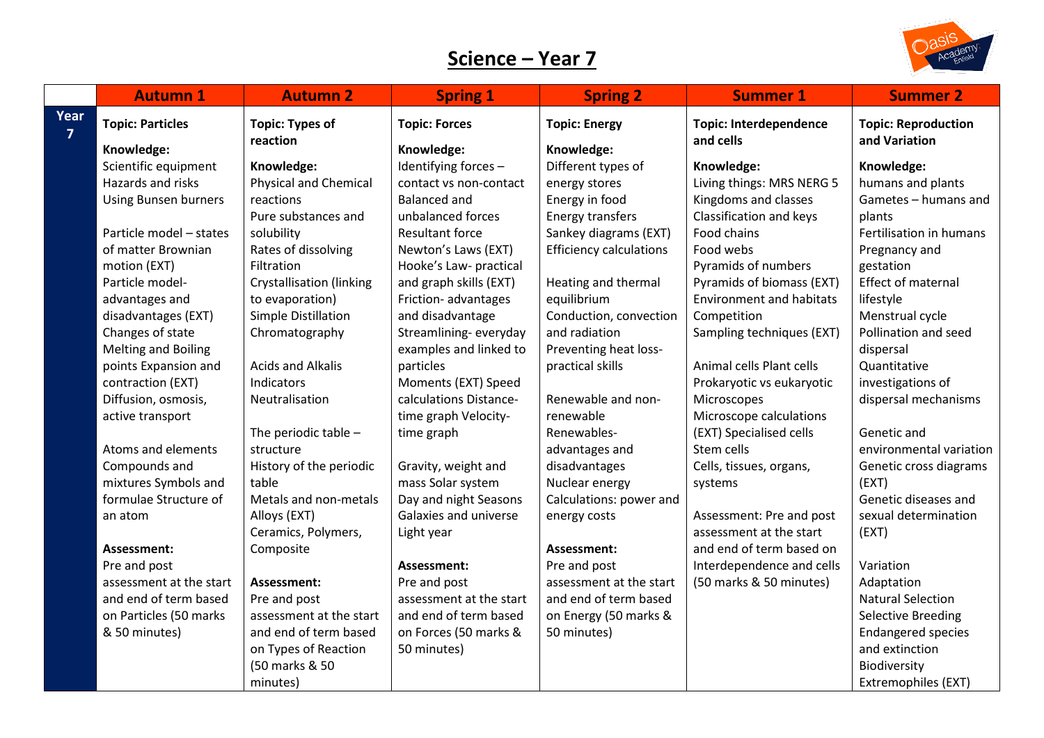# Science – Year 7

| | Autumn 1 | Autumn 2 | Spring 1 | Spring 2 | Summer 1 | Summer 2 |
|---|---|---|---|---|---|---|
| **Year 7** | **Topic: Particles**<br><br>**Knowledge:**<br>Scientific equipment<br>Hazards and risks<br>Using Bunsen burners<br><br>Particle model – states of matter Brownian motion (EXT)<br>Particle model- advantages and disadvantages (EXT)<br>Changes of state<br>Melting and Boiling points Expansion and contraction (EXT)<br>Diffusion, osmosis, active transport<br><br>Atoms and elements<br>Compounds and mixtures Symbols and formulae Structure of an atom<br><br>**Assessment:**<br>Pre and post assessment at the start and end of term based on Particles (50 marks & 50 minutes) | **Topic: Types of reaction**<br><br>**Knowledge:**<br>Physical and Chemical reactions<br>Pure substances and solubility<br>Rates of dissolving<br>Filtration<br>Crystallisation (linking to evaporation)<br>Simple Distillation<br>Chromatography<br><br>Acids and Alkalis<br>Indicators<br>Neutralisation<br><br>The periodic table – structure<br>History of the periodic table<br>Metals and non-metals<br>Alloys (EXT)<br>Ceramics, Polymers, Composite<br><br>**Assessment:**<br>Pre and post assessment at the start and end of term based on Types of Reaction (50 marks & 50 minutes) | **Topic: Forces**<br><br>**Knowledge:**<br>Identifying forces – contact vs non-contact<br>Balanced and unbalanced forces<br>Resultant force<br>Newton's Laws (EXT)<br>Hooke's Law- practical and graph skills (EXT)<br>Friction- advantages and disadvantage<br>Streamlining- everyday examples and linked to particles<br>Moments (EXT) Speed calculations Distance-time graph Velocity-time graph<br><br>Gravity, weight and mass Solar system<br>Day and night Seasons<br>Galaxies and universe<br>Light year<br><br>**Assessment:**<br>Pre and post assessment at the start and end of term based on Forces (50 marks & 50 minutes) | **Topic: Energy**<br><br>**Knowledge:**<br>Different types of energy stores<br>Energy in food<br>Energy transfers<br>Sankey diagrams (EXT)<br>Efficiency calculations<br><br>Heating and thermal equilibrium<br>Conduction, convection and radiation<br>Preventing heat loss- practical skills<br><br>Renewable and non-renewable<br>Renewables- advantages and disadvantages<br>Nuclear energy<br>Calculations: power and energy costs<br><br>**Assessment:**<br>Pre and post assessment at the start and end of term based on Energy (50 marks & 50 minutes) | **Topic: Interdependence and cells**<br><br>**Knowledge:**<br>Living things: MRS NERG 5 Kingdoms and classes<br>Classification and keys<br>Food chains<br>Food webs<br>Pyramids of numbers<br>Pyramids of biomass (EXT)<br>Environment and habitats<br>Competition<br>Sampling techniques (EXT)<br><br>Animal cells Plant cells<br>Prokaryotic vs eukaryotic<br>Microscopes<br>Microscope calculations (EXT) Specialised cells<br>Stem cells<br>Cells, tissues, organs, systems<br><br>Assessment: Pre and post assessment at the start and end of term based on Interdependence and cells (50 marks & 50 minutes) | **Topic: Reproduction and Variation**<br><br>**Knowledge:**<br>humans and plants<br>Gametes – humans and plants<br>Fertilisation in humans<br>Pregnancy and gestation<br>Effect of maternal lifestyle<br>Menstrual cycle<br>Pollination and seed dispersal<br>Quantitative investigations of dispersal mechanisms<br><br>Genetic and environmental variation<br>Genetic cross diagrams (EXT)<br>Genetic diseases and sexual determination (EXT)<br><br>Variation<br>Adaptation<br>Natural Selection<br>Selective Breeding<br>Endangered species and extinction<br>Biodiversity<br>Extremophiles (EXT) |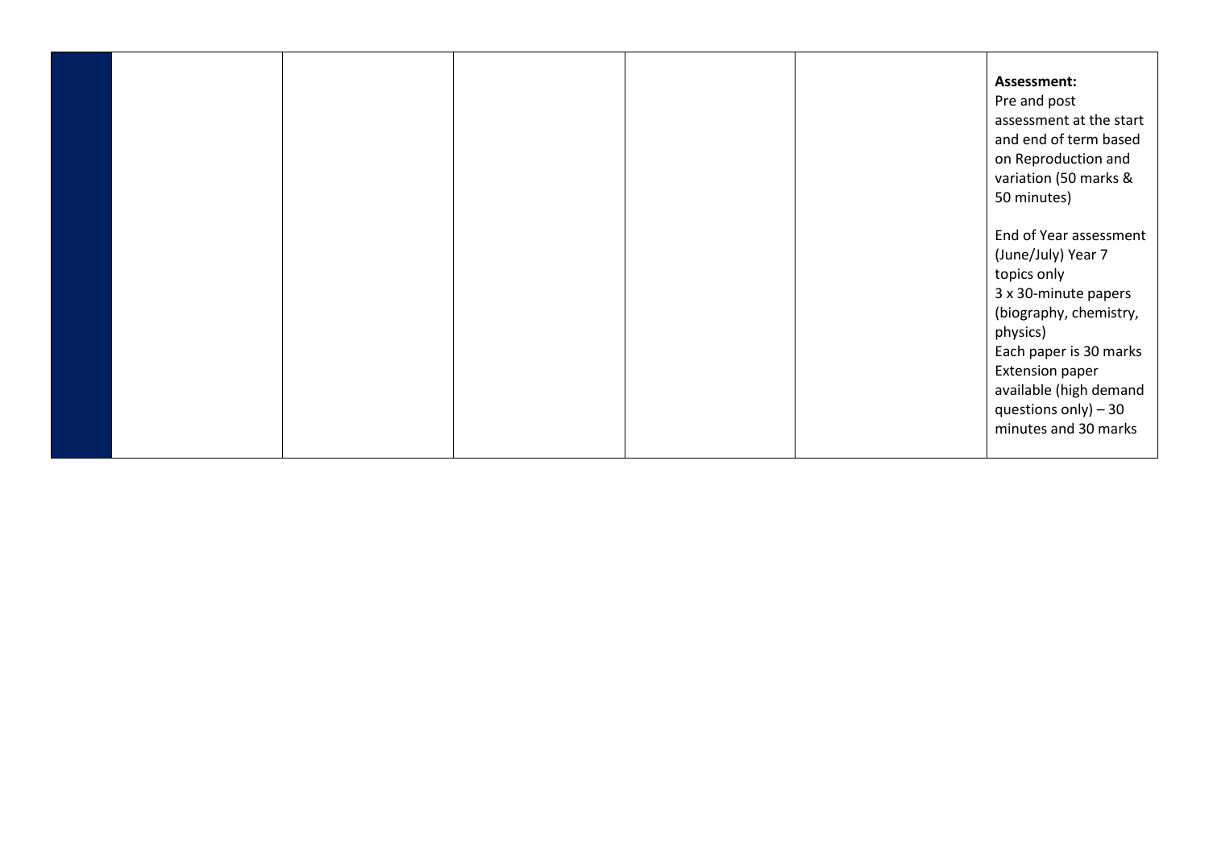| | | | | | | |
|---|---|---|---|---|---|---|
| | | | | | | **Assessment:**<br>Pre and post assessment at the start and end of term based on Reproduction and variation (50 marks & 50 minutes)<br><br>End of Year assessment (June/July) Year 7 topics only<br>3 x 30-minute papers (biography, chemistry, physics)<br>Each paper is 30 marks<br>Extension paper available (high demand questions only) – 30 minutes and 30 marks |